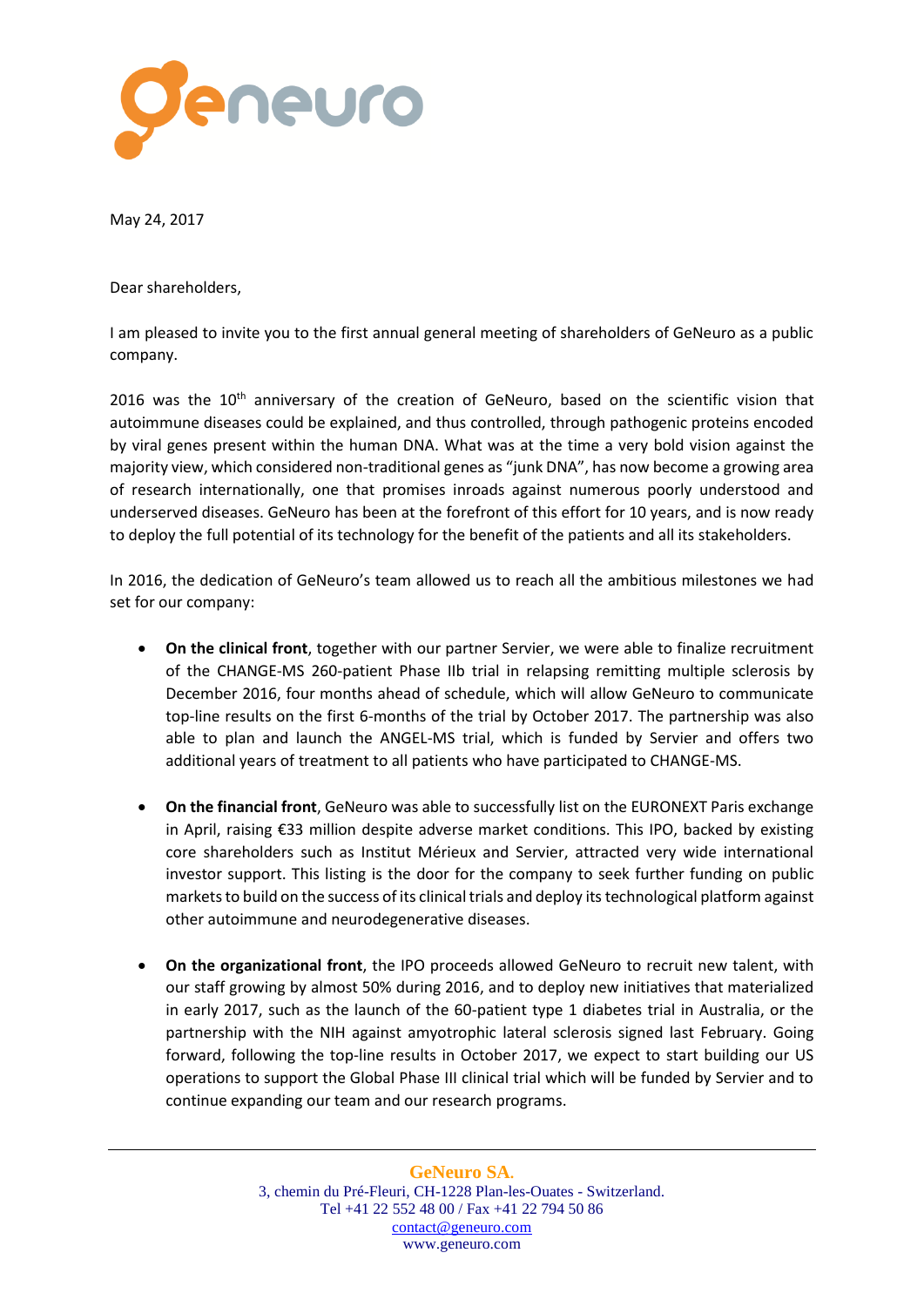May 24, 2017

Dear shareholders,

I am pleased to invite you to the first annual general meeting of shareholders of GeNeuro as a public company.

2016 was the 10th anniversary of the creation of GeNeuro, based on the scientific vision that autoimmune diseases could be explained, and thus controlled, through pathogenic proteins encoded by viral genes present within the human DNA. What was at the time a very bold vision against the majority view, which considered non-traditional genes as "junk DNA", has now become a growing area of research internationally, one that promises inroads against numerous poorly understood and underserved diseases. GeNeuro has been at the forefront of this effort for 10 years, and is now ready to deploy the full potential of its technology for the benefit of the patients and all its stakeholders.

In 2016, the dedication of GeNeuro's team allowed us to reach all the ambitious milestones we had set for our company:

- **On the clinical front**, together with our partner Servier, we were able to finalize recruitment of the CHANGE-MS 260-patient Phase IIb trial in relapsing remitting multiple sclerosis by December 2016, four months ahead of schedule, which will allow GeNeuro to communicate top-line results on the first 6-months of the trial by October 2017. The partnership was also able to plan and launch the ANGEL-MS trial, which is funded by Servier and offers two additional years of treatment to all patients who have participated to CHANGE-MS.

- **On the financial front**, GeNeuro was able to successfully list on the EURONEXT Paris exchange in April, raising €33 million despite adverse market conditions. This IPO, backed by existing core shareholders such as Institut Mérieux and Servier, attracted very wide international investor support. This listing is the door for the company to seek further funding on public markets to build on the success of its clinical trials and deploy its technological platform against other autoimmune and neurodegenerative diseases.

- **On the organizational front**, the IPO proceeds allowed GeNeuro to recruit new talent, with our staff growing by almost 50% during 2016, and to deploy new initiatives that materialized in early 2017, such as the launch of the 60-patient type 1 diabetes trial in Australia, or the partnership with the NIH against amyotrophic lateral sclerosis signed last February. Going forward, following the top-line results in October 2017, we expect to start building our US operations to support the Global Phase III clinical trial which will be funded by Servier and to continue expanding our team and our research programs.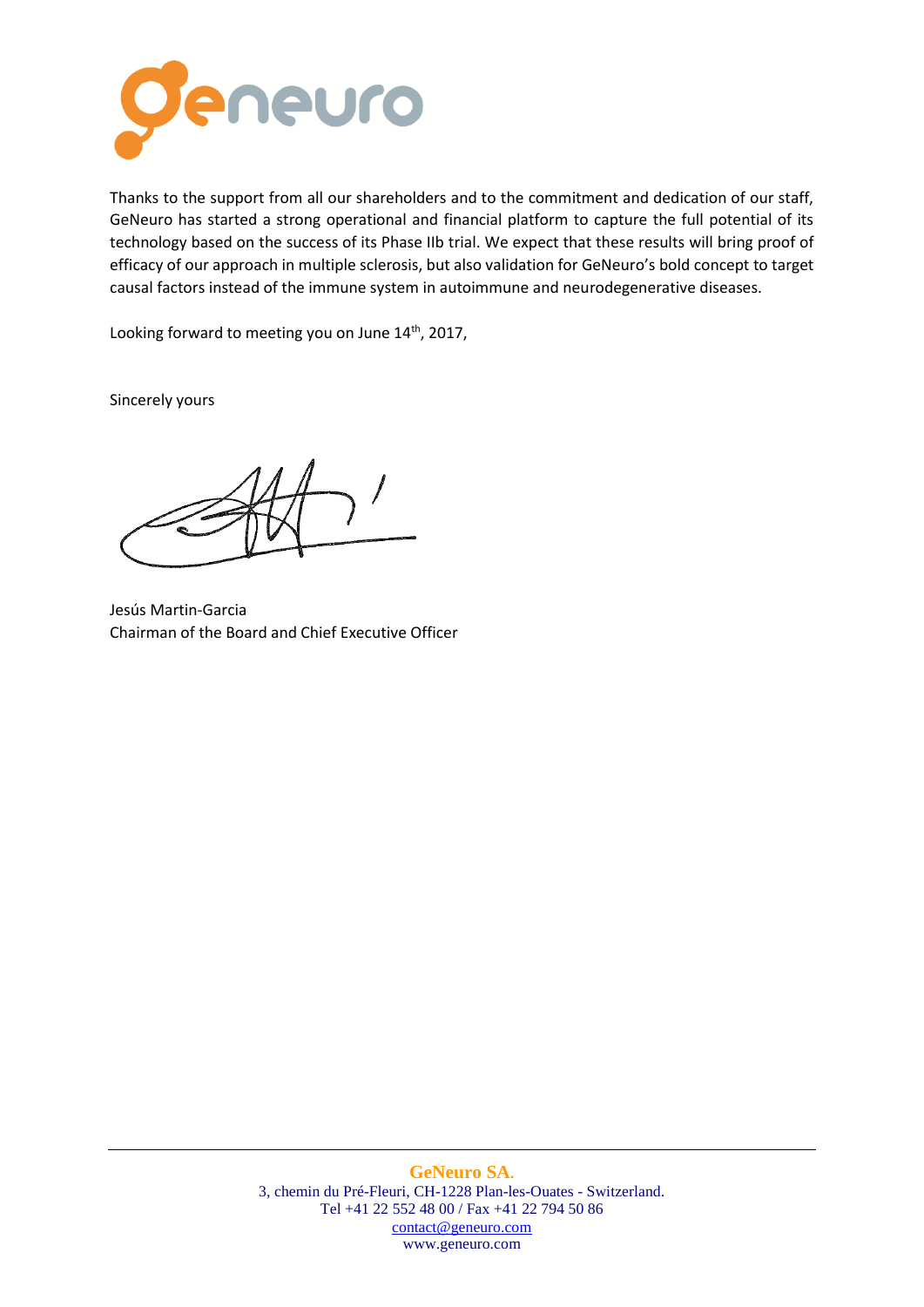Thanks to the support from all our shareholders and to the commitment and dedication of our staff, GeNeuro has started a strong operational and financial platform to capture the full potential of its technology based on the success of its Phase IIb trial. We expect that these results will bring proof of efficacy of our approach in multiple sclerosis, but also validation for GeNeuro's bold concept to target causal factors instead of the immune system in autoimmune and neurodegenerative diseases.

Looking forward to meeting you on June 14th, 2017,

Sincerely yours

Jesús Martin-Garcia
Chairman of the Board and Chief Executive Officer

**GeNeuro SA.**
3, chemin du Pré-Fleuri, CH-1228 Plan-les-Ouates - Switzerland.
Tel +41 22 552 48 00 / Fax +41 22 794 50 86
contact@geneuro.com
www.geneuro.com